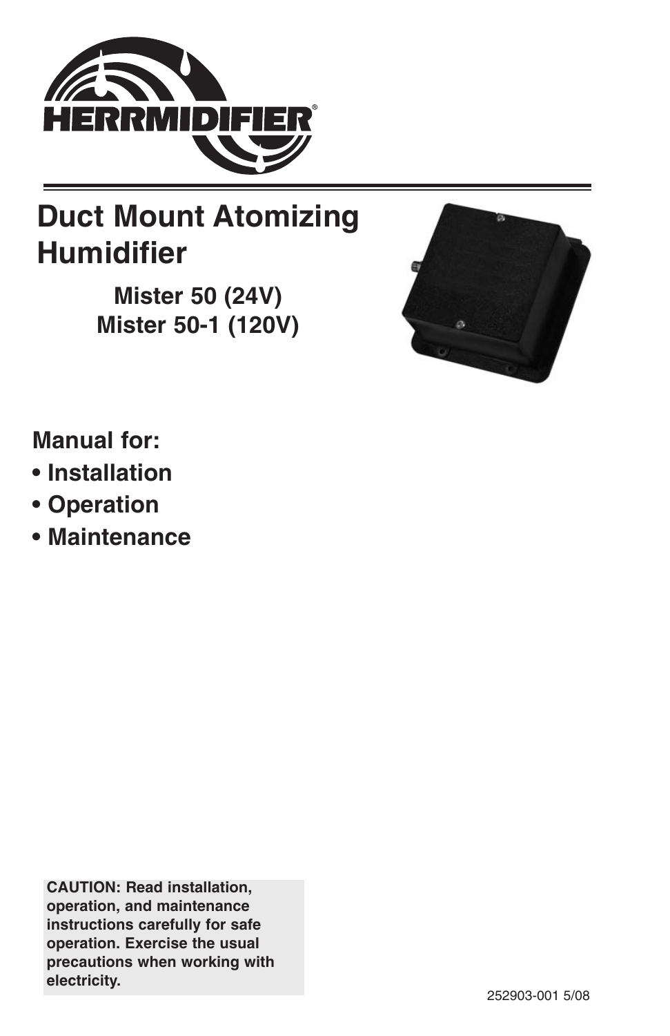HERRMIDIFIER®

# Duct Mount Atomizing Humidifier

**Mister 50 (24V)**
**Mister 50-1 (120V)**

## Manual for:

- **Installation**
- **Operation**
- **Maintenance**

**CAUTION: Read installation, operation, and maintenance instructions carefully for safe operation. Exercise the usual precautions when working with electricity.**

252903-001 5/08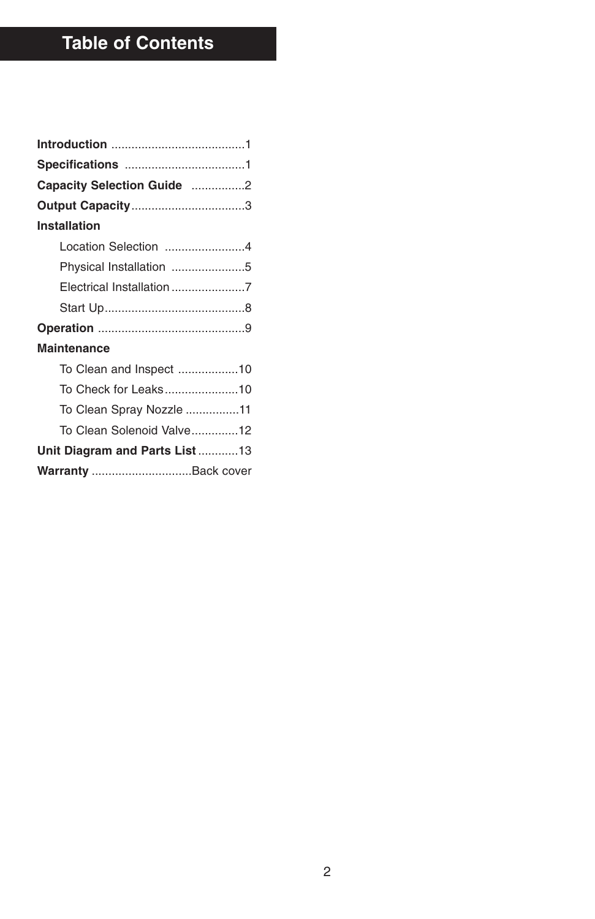# Table of Contents

**Introduction** ........................................1

**Specifications** ....................................1

**Capacity Selection Guide** ................2

**Output Capacity**..................................3

**Installation**

- Location Selection ........................4
- Physical Installation ......................5
- Electrical Installation......................7
- Start Up..........................................8

**Operation** ............................................9

**Maintenance**

- To Clean and Inspect ..................10
- To Check for Leaks......................10
- To Clean Spray Nozzle ................11
- To Clean Solenoid Valve..............12

**Unit Diagram and Parts List**............13

**Warranty** .............................Back cover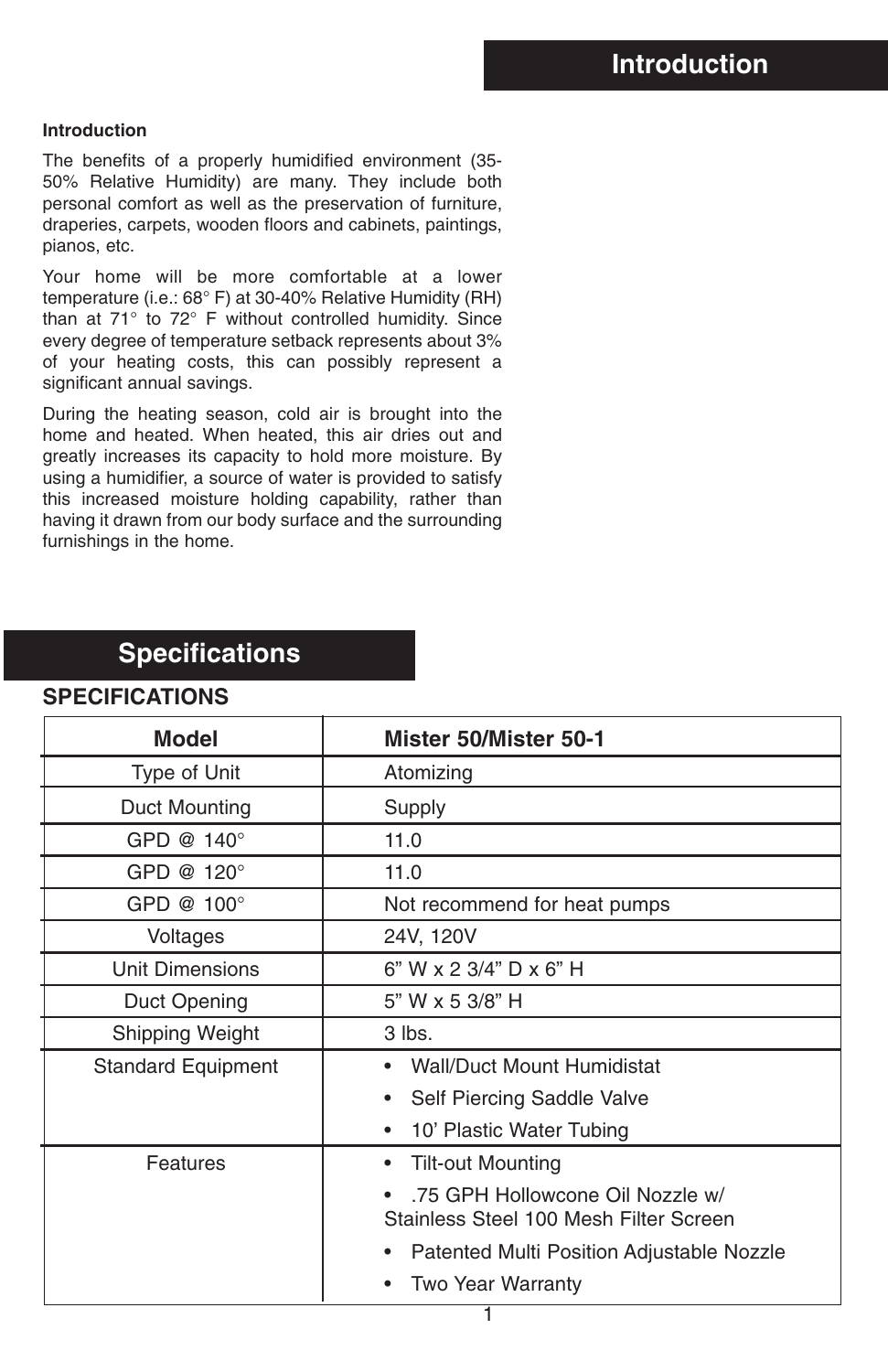# Introduction

### Introduction

The benefits of a properly humidified environment (35-50% Relative Humidity) are many. They include both personal comfort as well as the preservation of furniture, draperies, carpets, wooden floors and cabinets, paintings, pianos, etc.

Your home will be more comfortable at a lower temperature (i.e.: 68° F) at 30-40% Relative Humidity (RH) than at 71° to 72° F without controlled humidity. Since every degree of temperature setback represents about 3% of your heating costs, this can possibly represent a significant annual savings.

During the heating season, cold air is brought into the home and heated. When heated, this air dries out and greatly increases its capacity to hold more moisture. By using a humidifier, a source of water is provided to satisfy this increased moisture holding capability, rather than having it drawn from our body surface and the surrounding furnishings in the home.

# Specifications

### SPECIFICATIONS

| Model | Mister 50/Mister 50-1 |
|---|---|
| Type of Unit | Atomizing |
| Duct Mounting | Supply |
| GPD @ 140° | 11.0 |
| GPD @ 120° | 11.0 |
| GPD @ 100° | Not recommend for heat pumps |
| Voltages | 24V, 120V |
| Unit Dimensions | 6” W x 2 3/4” D x 6” H |
| Duct Opening | 5” W x 5 3/8” H |
| Shipping Weight | 3 lbs. |
| Standard Equipment | • Wall/Duct Mount Humidistat<br>• Self Piercing Saddle Valve<br>• 10’ Plastic Water Tubing |
| Features | • Tilt-out Mounting<br>• .75 GPH Hollowcone Oil Nozzle w/ Stainless Steel 100 Mesh Filter Screen<br>• Patented Multi Position Adjustable Nozzle<br>• Two Year Warranty |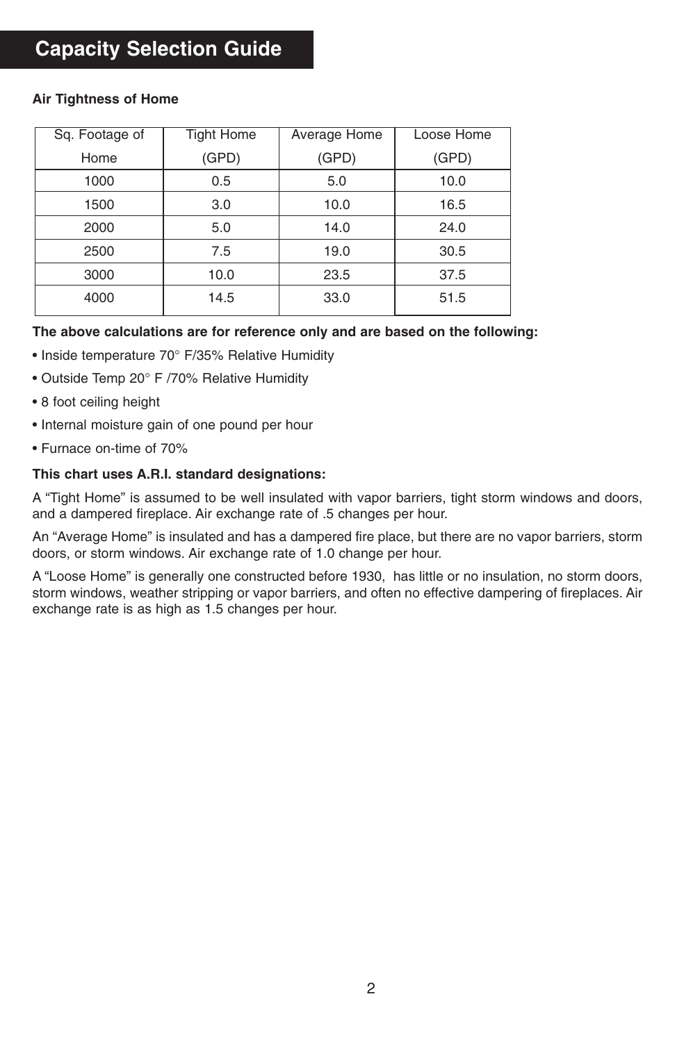# Capacity Selection Guide

**Air Tightness of Home**

| Sq. Footage of Home | Tight Home (GPD) | Average Home (GPD) | Loose Home (GPD) |
|---|---|---|---|
| 1000 | 0.5 | 5.0 | 10.0 |
| 1500 | 3.0 | 10.0 | 16.5 |
| 2000 | 5.0 | 14.0 | 24.0 |
| 2500 | 7.5 | 19.0 | 30.5 |
| 3000 | 10.0 | 23.5 | 37.5 |
| 4000 | 14.5 | 33.0 | 51.5 |

**The above calculations are for reference only and are based on the following:**

- Inside temperature 70° F/35% Relative Humidity
- Outside Temp 20° F /70% Relative Humidity
- 8 foot ceiling height
- Internal moisture gain of one pound per hour
- Furnace on-time of 70%

**This chart uses A.R.I. standard designations:**

A "Tight Home" is assumed to be well insulated with vapor barriers, tight storm windows and doors, and a dampered fireplace. Air exchange rate of .5 changes per hour.

An "Average Home" is insulated and has a dampered fire place, but there are no vapor barriers, storm doors, or storm windows. Air exchange rate of 1.0 change per hour.

A "Loose Home" is generally one constructed before 1930, has little or no insulation, no storm doors, storm windows, weather stripping or vapor barriers, and often no effective dampering of fireplaces. Air exchange rate is as high as 1.5 changes per hour.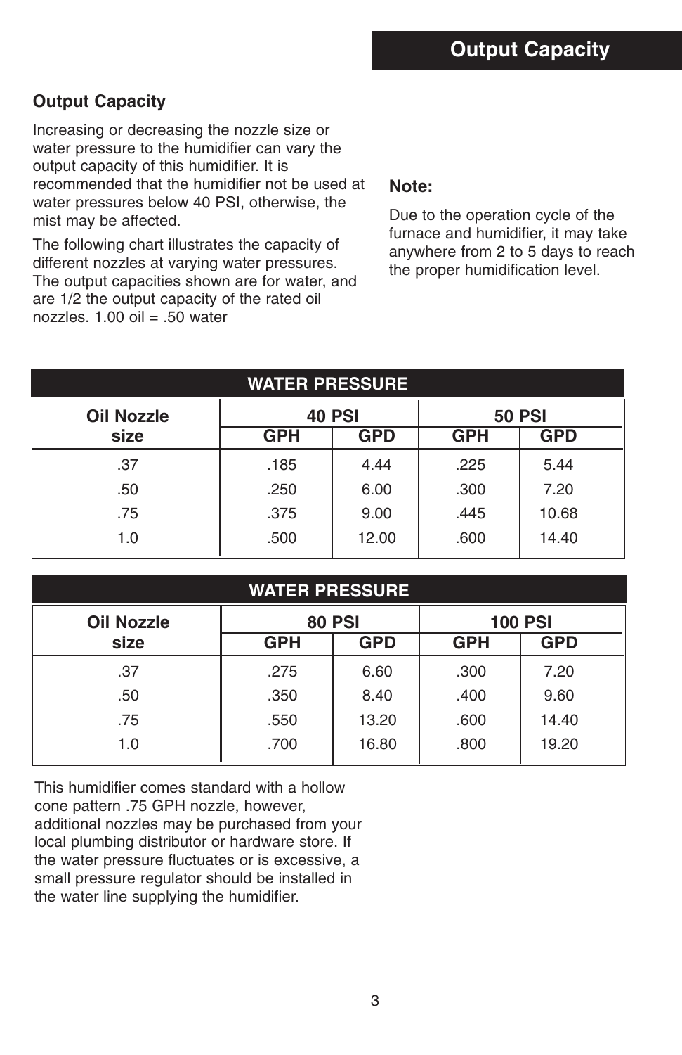# Output Capacity

## Output Capacity

Increasing or decreasing the nozzle size or water pressure to the humidifier can vary the output capacity of this humidifier. It is recommended that the humidifier not be used at water pressures below 40 PSI, otherwise, the mist may be affected.

The following chart illustrates the capacity of different nozzles at varying water pressures. The output capacities shown are for water, and are 1/2 the output capacity of the rated oil nozzles. 1.00 oil = .50 water

**Note:**

Due to the operation cycle of the furnace and humidifier, it may take anywhere from 2 to 5 days to reach the proper humidification level.

| WATER PRESSURE | | | | |
|---|---|---|---|---|
| **Oil Nozzle size** | **40 PSI** | | **50 PSI** | |
| | **GPH** | **GPD** | **GPH** | **GPD** |
| .37 | .185 | 4.44 | .225 | 5.44 |
| .50 | .250 | 6.00 | .300 | 7.20 |
| .75 | .375 | 9.00 | .445 | 10.68 |
| 1.0 | .500 | 12.00 | .600 | 14.40 |

| WATER PRESSURE | | | | |
|---|---|---|---|---|
| **Oil Nozzle size** | **80 PSI** | | **100 PSI** | |
| | **GPH** | **GPD** | **GPH** | **GPD** |
| .37 | .275 | 6.60 | .300 | 7.20 |
| .50 | .350 | 8.40 | .400 | 9.60 |
| .75 | .550 | 13.20 | .600 | 14.40 |
| 1.0 | .700 | 16.80 | .800 | 19.20 |

This humidifier comes standard with a hollow cone pattern .75 GPH nozzle, however, additional nozzles may be purchased from your local plumbing distributor or hardware store. If the water pressure fluctuates or is excessive, a small pressure regulator should be installed in the water line supplying the humidifier.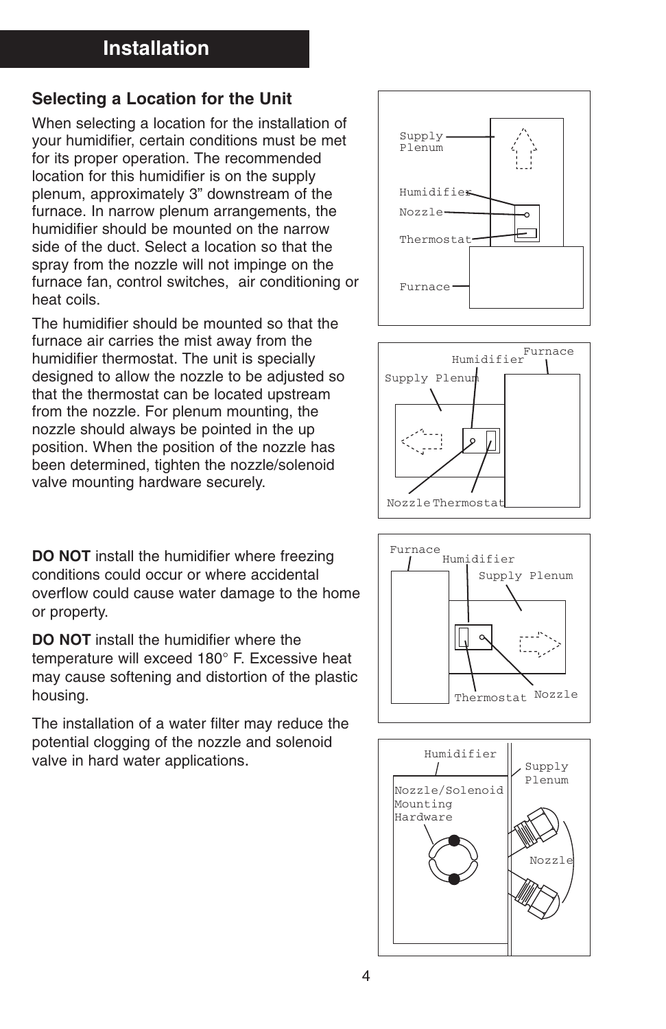# Installation

## Selecting a Location for the Unit

When selecting a location for the installation of your humidifier, certain conditions must be met for its proper operation. The recommended location for this humidifier is on the supply plenum, approximately 3" downstream of the furnace. In narrow plenum arrangements, the humidifier should be mounted on the narrow side of the duct. Select a location so that the spray from the nozzle will not impinge on the furnace fan, control switches, air conditioning or heat coils.

The humidifier should be mounted so that the furnace air carries the mist away from the humidifier thermostat. The unit is specially designed to allow the nozzle to be adjusted so that the thermostat can be located upstream from the nozzle. For plenum mounting, the nozzle should always be pointed in the up position. When the position of the nozzle has been determined, tighten the nozzle/solenoid valve mounting hardware securely.

**DO NOT** install the humidifier where freezing conditions could occur or where accidental overflow could cause water damage to the home or property.

**DO NOT** install the humidifier where the temperature will exceed 180° F. Excessive heat may cause softening and distortion of the plastic housing.

The installation of a water filter may reduce the potential clogging of the nozzle and solenoid valve in hard water applications.

Supply Plenum, Humidifier, Nozzle, Thermostat, Furnace

Humidifier, Furnace, Supply Plenum, Nozzle, Thermostat

Furnace, Humidifier, Supply Plenum, Thermostat, Nozzle

Humidifier, Supply Plenum, Nozzle/Solenoid Mounting Hardware, Nozzle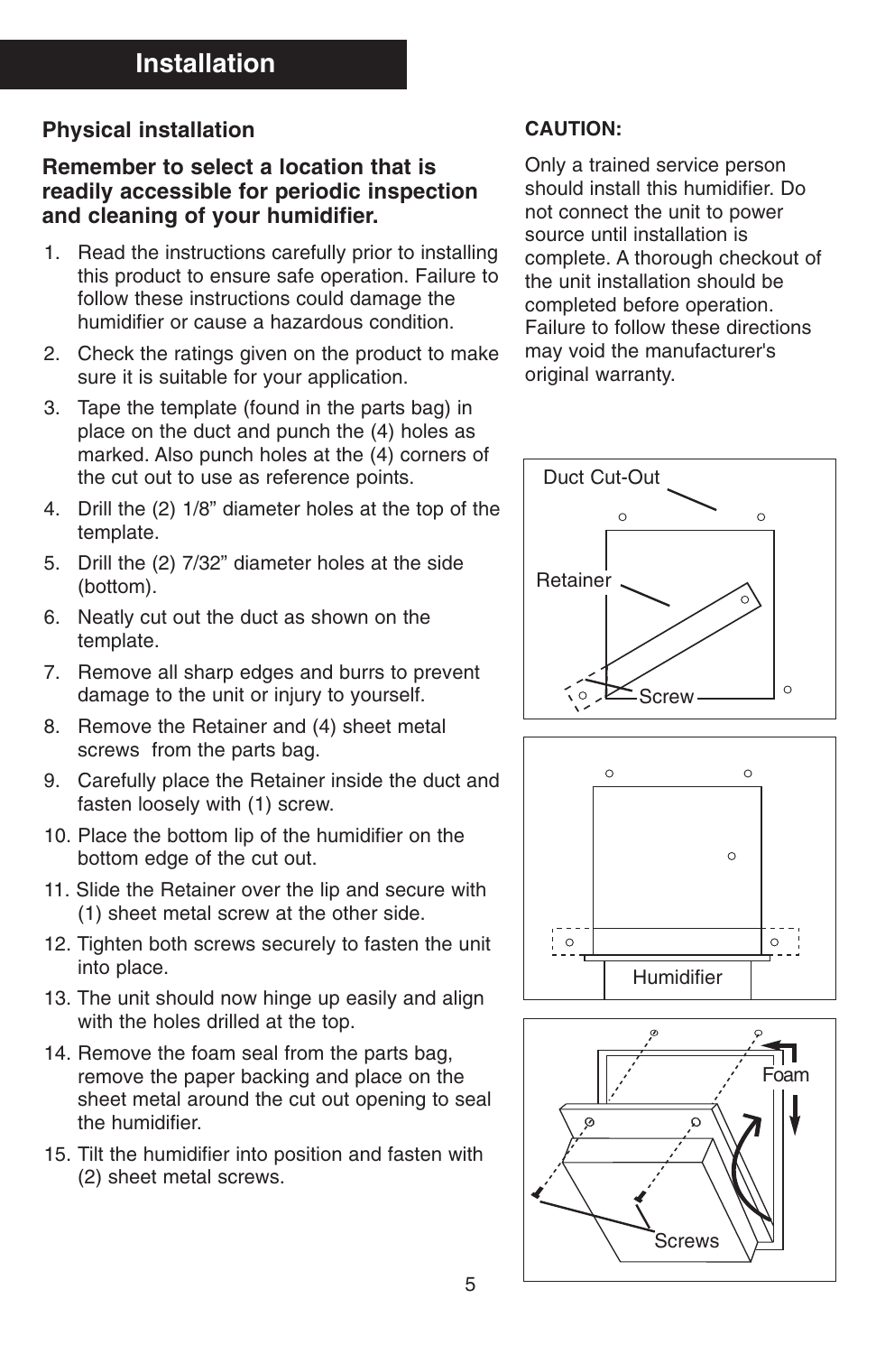# Installation

## Physical installation

**Remember to select a location that is readily accessible for periodic inspection and cleaning of your humidifier.**

1. Read the instructions carefully prior to installing this product to ensure safe operation. Failure to follow these instructions could damage the humidifier or cause a hazardous condition.
2. Check the ratings given on the product to make sure it is suitable for your application.
3. Tape the template (found in the parts bag) in place on the duct and punch the (4) holes as marked. Also punch holes at the (4) corners of the cut out to use as reference points.
4. Drill the (2) 1/8" diameter holes at the top of the template.
5. Drill the (2) 7/32" diameter holes at the side (bottom).
6. Neatly cut out the duct as shown on the template.
7. Remove all sharp edges and burrs to prevent damage to the unit or injury to yourself.
8. Remove the Retainer and (4) sheet metal screws from the parts bag.
9. Carefully place the Retainer inside the duct and fasten loosely with (1) screw.
10. Place the bottom lip of the humidifier on the bottom edge of the cut out.
11. Slide the Retainer over the lip and secure with (1) sheet metal screw at the other side.
12. Tighten both screws securely to fasten the unit into place.
13. The unit should now hinge up easily and align with the holes drilled at the top.
14. Remove the foam seal from the parts bag, remove the paper backing and place on the sheet metal around the cut out opening to seal the humidifier.
15. Tilt the humidifier into position and fasten with (2) sheet metal screws.

**CAUTION:**

Only a trained service person should install this humidifier. Do not connect the unit to power source until installation is complete. A thorough checkout of the unit installation should be completed before operation. Failure to follow these directions may void the manufacturer's original warranty.

Duct Cut-Out

Retainer

Screw

Humidifier

Foam

Screws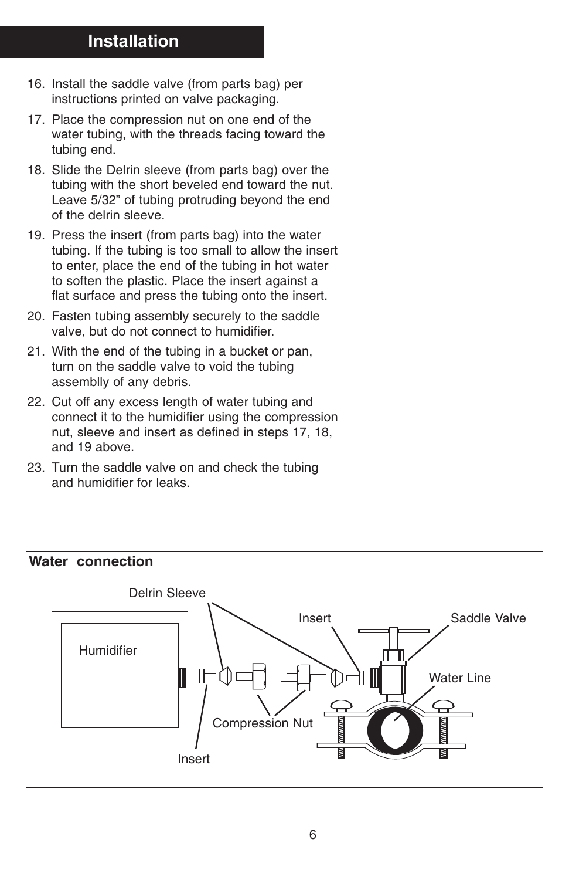# Installation

16. Install the saddle valve (from parts bag) per instructions printed on valve packaging.
17. Place the compression nut on one end of the water tubing, with the threads facing toward the tubing end.
18. Slide the Delrin sleeve (from parts bag) over the tubing with the short beveled end toward the nut. Leave 5/32" of tubing protruding beyond the end of the delrin sleeve.
19. Press the insert (from parts bag) into the water tubing. If the tubing is too small to allow the insert to enter, place the end of the tubing in hot water to soften the plastic. Place the insert against a flat surface and press the tubing onto the insert.
20. Fasten tubing assembly securely to the saddle valve, but do not connect to humidifier.
21. With the end of the tubing in a bucket or pan, turn on the saddle valve to void the tubing assemblly of any debris.
22. Cut off any excess length of water tubing and connect it to the humidifier using the compression nut, sleeve and insert as defined in steps 17, 18, and 19 above.
23. Turn the saddle valve on and check the tubing and humidifier for leaks.

**Water connection**

Delrin Sleeve

Insert

Saddle Valve

Humidifier

Water Line

Compression Nut

Insert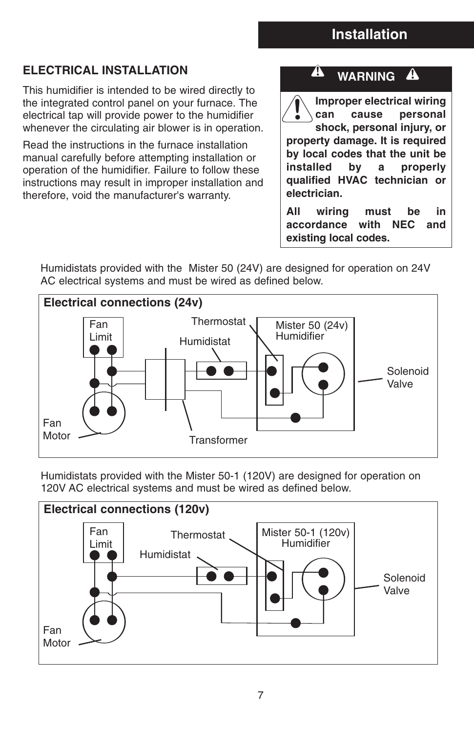## Installation

### ELECTRICAL INSTALLATION

This humidifier is intended to be wired directly to the integrated control panel on your furnace. The electrical tap will provide power to the humidifier whenever the circulating air blower is in operation.

Read the instructions in the furnace installation manual carefully before attempting installation or operation of the humidifier. Failure to follow these instructions may result in improper installation and therefore, void the manufacturer's warranty.

> **⚠ WARNING ⚠**
>
> **Improper electrical wiring can cause personal shock, personal injury, or property damage. It is required by local codes that the unit be installed by a properly qualified HVAC technician or electrician.**
>
> **All wiring must be in accordance with NEC and existing local codes.**

Humidistats provided with the Mister 50 (24V) are designed for operation on 24V AC electrical systems and must be wired as defined below.

**Electrical connections (24v)**

Fan Limit, Thermostat, Humidistat, Mister 50 (24v) Humidifier, Solenoid Valve, Fan Motor, Transformer

Humidistats provided with the Mister 50-1 (120V) are designed for operation on 120V AC electrical systems and must be wired as defined below.

**Electrical connections (120v)**

Fan Limit, Thermostat, Humidistat, Mister 50-1 (120v) Humidifier, Solenoid Valve, Fan Motor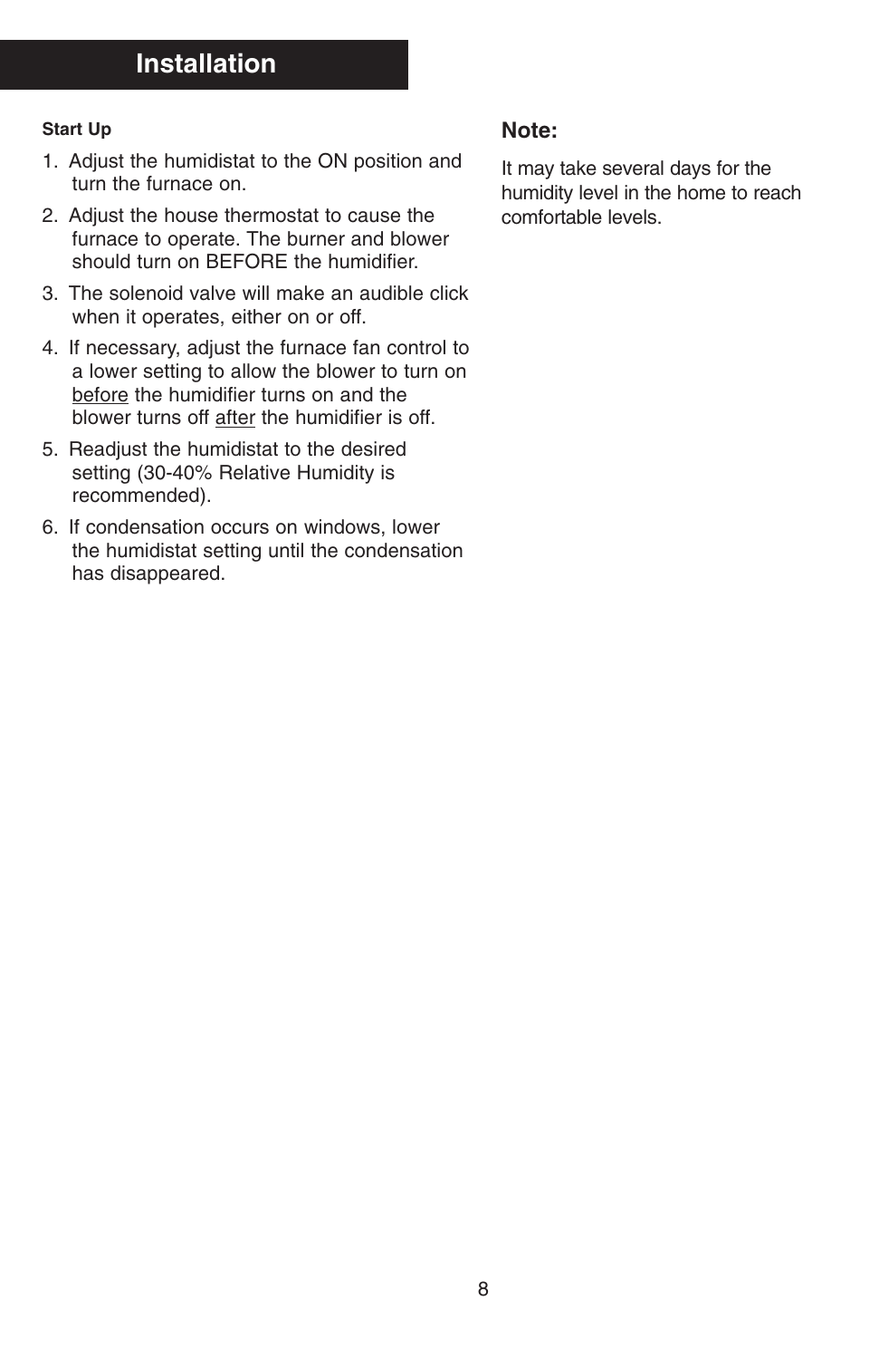# Installation

### Start Up

1. Adjust the humidistat to the ON position and turn the furnace on.
2. Adjust the house thermostat to cause the furnace to operate. The burner and blower should turn on BEFORE the humidifier.
3. The solenoid valve will make an audible click when it operates, either on or off.
4. If necessary, adjust the furnace fan control to a lower setting to allow the blower to turn on before the humidifier turns on and the blower turns off after the humidifier is off.
5. Readjust the humidistat to the desired setting (30-40% Relative Humidity is recommended).
6. If condensation occurs on windows, lower the humidistat setting until the condensation has disappeared.

**Note:**

It may take several days for the humidity level in the home to reach comfortable levels.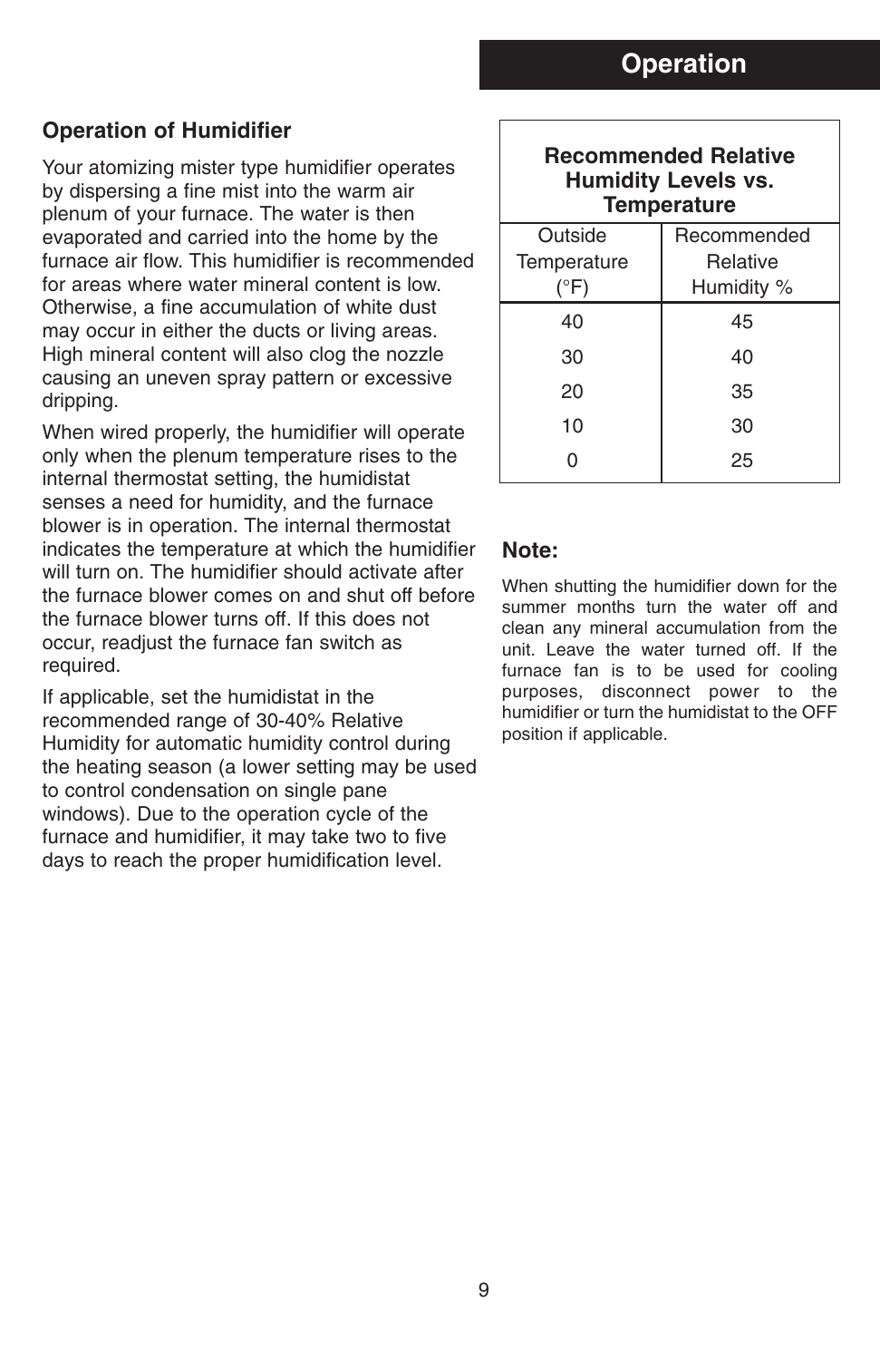# Operation

## Operation of Humidifier

Your atomizing mister type humidifier operates by dispersing a fine mist into the warm air plenum of your furnace. The water is then evaporated and carried into the home by the furnace air flow. This humidifier is recommended for areas where water mineral content is low. Otherwise, a fine accumulation of white dust may occur in either the ducts or living areas. High mineral content will also clog the nozzle causing an uneven spray pattern or excessive dripping.

When wired properly, the humidifier will operate only when the plenum temperature rises to the internal thermostat setting, the humidistat senses a need for humidity, and the furnace blower is in operation. The internal thermostat indicates the temperature at which the humidifier will turn on. The humidifier should activate after the furnace blower comes on and shut off before the furnace blower turns off. If this does not occur, readjust the furnace fan switch as required.

If applicable, set the humidistat in the recommended range of 30-40% Relative Humidity for automatic humidity control during the heating season (a lower setting may be used to control condensation on single pane windows). Due to the operation cycle of the furnace and humidifier, it may take two to five days to reach the proper humidification level.

**Recommended Relative Humidity Levels vs. Temperature**

| Outside Temperature (°F) | Recommended Relative Humidity % |
|---|---|
| 40 | 45 |
| 30 | 40 |
| 20 | 35 |
| 10 | 30 |
| 0 | 25 |

### Note:

When shutting the humidifier down for the summer months turn the water off and clean any mineral accumulation from the unit. Leave the water turned off. If the furnace fan is to be used for cooling purposes, disconnect power to the humidifier or turn the humidistat to the OFF position if applicable.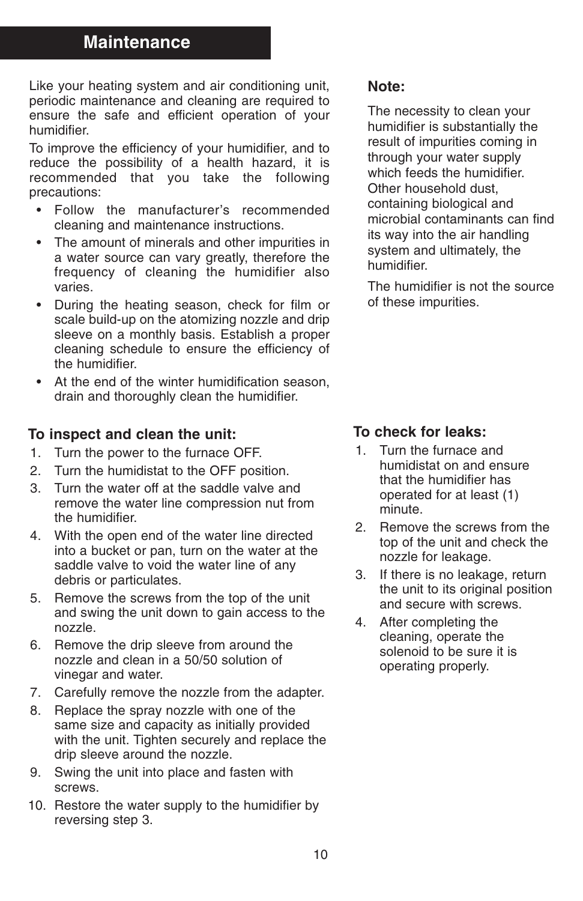# Maintenance

Like your heating system and air conditioning unit, periodic maintenance and cleaning are required to ensure the safe and efficient operation of your humidifier.

To improve the efficiency of your humidifier, and to reduce the possibility of a health hazard, it is recommended that you take the following precautions:

- Follow the manufacturer's recommended cleaning and maintenance instructions.
- The amount of minerals and other impurities in a water source can vary greatly, therefore the frequency of cleaning the humidifier also varies.
- During the heating season, check for film or scale build-up on the atomizing nozzle and drip sleeve on a monthly basis. Establish a proper cleaning schedule to ensure the efficiency of the humidifier.
- At the end of the winter humidification season, drain and thoroughly clean the humidifier.

**Note:**

The necessity to clean your humidifier is substantially the result of impurities coming in through your water supply which feeds the humidifier. Other household dust, containing biological and microbial contaminants can find its way into the air handling system and ultimately, the humidifier.

The humidifier is not the source of these impurities.

### To inspect and clean the unit:

1. Turn the power to the furnace OFF.
2. Turn the humidistat to the OFF position.
3. Turn the water off at the saddle valve and remove the water line compression nut from the humidifier.
4. With the open end of the water line directed into a bucket or pan, turn on the water at the saddle valve to void the water line of any debris or particulates.
5. Remove the screws from the top of the unit and swing the unit down to gain access to the nozzle.
6. Remove the drip sleeve from around the nozzle and clean in a 50/50 solution of vinegar and water.
7. Carefully remove the nozzle from the adapter.
8. Replace the spray nozzle with one of the same size and capacity as initially provided with the unit. Tighten securely and replace the drip sleeve around the nozzle.
9. Swing the unit into place and fasten with screws.
10. Restore the water supply to the humidifier by reversing step 3.

### To check for leaks:

1. Turn the furnace and humidistat on and ensure that the humidifier has operated for at least (1) minute.
2. Remove the screws from the top of the unit and check the nozzle for leakage.
3. If there is no leakage, return the unit to its original position and secure with screws.
4. After completing the cleaning, operate the solenoid to be sure it is operating properly.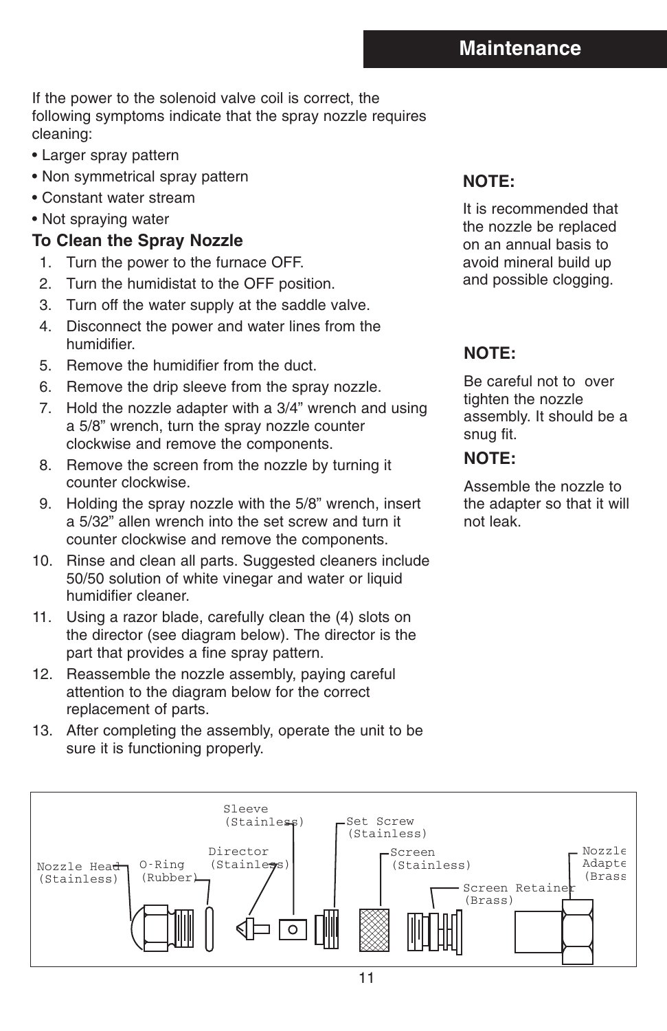## Maintenance

If the power to the solenoid valve coil is correct, the following symptoms indicate that the spray nozzle requires cleaning:

- Larger spray pattern
- Non symmetrical spray pattern
- Constant water stream
- Not spraying water

### To Clean the Spray Nozzle

1. Turn the power to the furnace OFF.
2. Turn the humidistat to the OFF position.
3. Turn off the water supply at the saddle valve.
4. Disconnect the power and water lines from the humidifier.
5. Remove the humidifier from the duct.
6. Remove the drip sleeve from the spray nozzle.
7. Hold the nozzle adapter with a 3/4" wrench and using a 5/8" wrench, turn the spray nozzle counter clockwise and remove the components.
8. Remove the screen from the nozzle by turning it counter clockwise.
9. Holding the spray nozzle with the 5/8" wrench, insert a 5/32" allen wrench into the set screw and turn it counter clockwise and remove the components.
10. Rinse and clean all parts. Suggested cleaners include 50/50 solution of white vinegar and water or liquid humidifier cleaner.
11. Using a razor blade, carefully clean the (4) slots on the director (see diagram below). The director is the part that provides a fine spray pattern.
12. Reassemble the nozzle assembly, paying careful attention to the diagram below for the correct replacement of parts.
13. After completing the assembly, operate the unit to be sure it is functioning properly.

**NOTE:**

It is recommended that the nozzle be replaced on an annual basis to avoid mineral build up and possible clogging.

**NOTE:**

Be careful not to over tighten the nozzle assembly. It should be a snug fit.

**NOTE:**

Assemble the nozzle to the adapter so that it will not leak.

Nozzle Head (Stainless) O-Ring (Rubber) Director (Stainless) Sleeve (Stainless) Set Screw (Stainless) Screen (Stainless) Screen Retainer (Brass) Nozzle Adapter (Brass)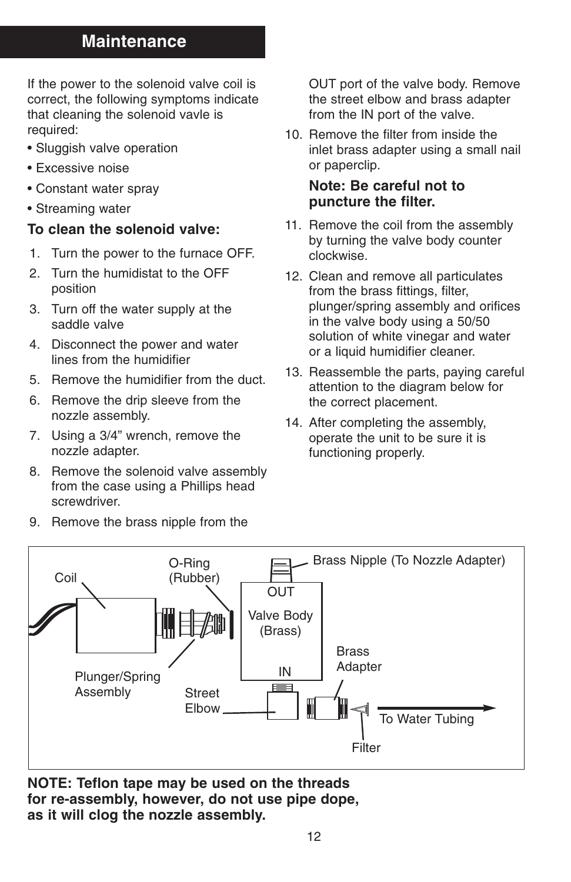# Maintenance

If the power to the solenoid valve coil is correct, the following symptoms indicate that cleaning the solenoid vavle is required:

- Sluggish valve operation
- Excessive noise
- Constant water spray
- Streaming water

**To clean the solenoid valve:**

1. Turn the power to the furnace OFF.
2. Turn the humidistat to the OFF position
3. Turn off the water supply at the saddle valve
4. Disconnect the power and water lines from the humidifier
5. Remove the humidifier from the duct.
6. Remove the drip sleeve from the nozzle assembly.
7. Using a 3/4" wrench, remove the nozzle adapter.
8. Remove the solenoid valve assembly from the case using a Phillips head screwdriver.
9. Remove the brass nipple from the OUT port of the valve body. Remove the street elbow and brass adapter from the IN port of the valve.
10. Remove the filter from inside the inlet brass adapter using a small nail or paperclip.

    **Note: Be careful not to puncture the filter.**

11. Remove the coil from the assembly by turning the valve body counter clockwise.
12. Clean and remove all particulates from the brass fittings, filter, plunger/spring assembly and orifices in the valve body using a 50/50 solution of white vinegar and water or a liquid humidifier cleaner.
13. Reassemble the parts, paying careful attention to the diagram below for the correct placement.
14. After completing the assembly, operate the unit to be sure it is functioning properly.

Coil | O-Ring (Rubber) | Brass Nipple (To Nozzle Adapter) | OUT | Valve Body (Brass) | IN | Brass Adapter | Plunger/Spring Assembly | Street Elbow | To Water Tubing | Filter

**NOTE: Teflon tape may be used on the threads for re-assembly, however, do not use pipe dope, as it will clog the nozzle assembly.**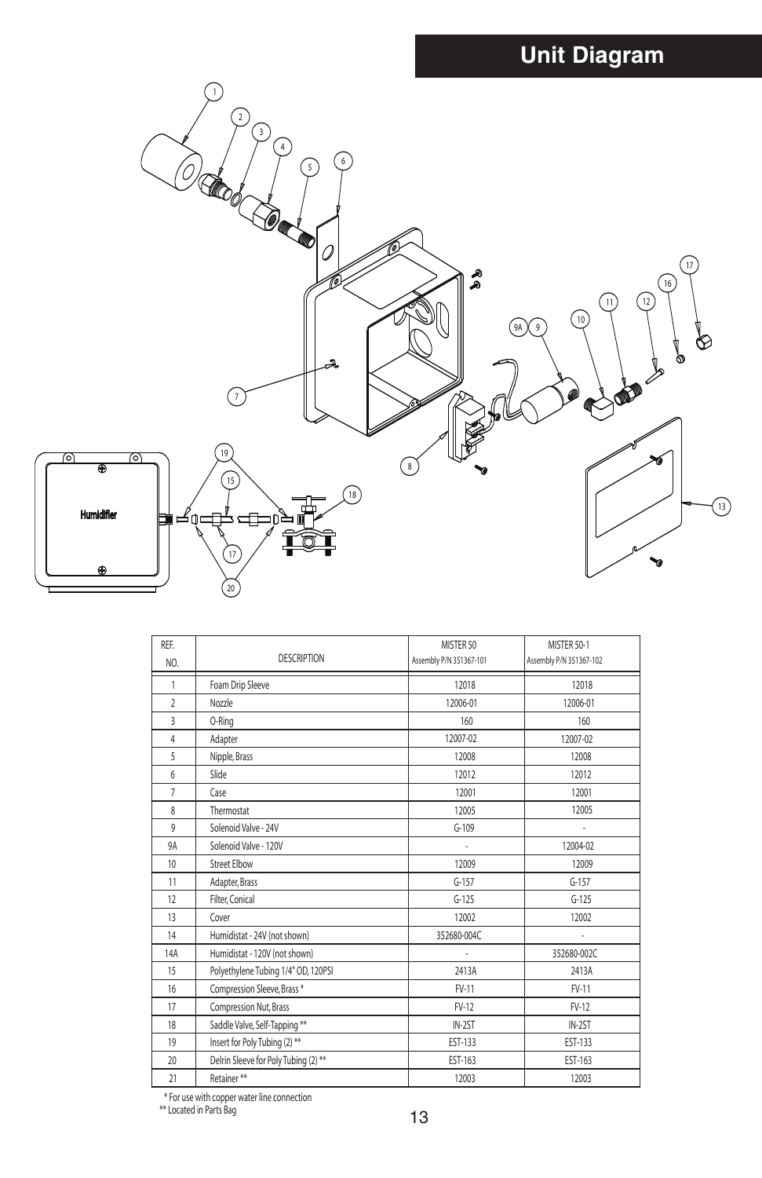# Unit Diagram

| REF. NO. | DESCRIPTION | MISTER 50 Assembly P/N 351367-101 | MISTER 50-1 Assembly P/N 351367-102 |
|---|---|---|---|
| 1 | Foam Drip Sleeve | 12018 | 12018 |
| 2 | Nozzle | 12006-01 | 12006-01 |
| 3 | O-Ring | 160 | 160 |
| 4 | Adapter | 12007-02 | 12007-02 |
| 5 | Nipple, Brass | 12008 | 12008 |
| 6 | Slide | 12012 | 12012 |
| 7 | Case | 12001 | 12001 |
| 8 | Thermostat | 12005 | 12005 |
| 9 | Solenoid Valve - 24V | G-109 | - |
| 9A | Solenoid Valve - 120V | - | 12004-02 |
| 10 | Street Elbow | 12009 | 12009 |
| 11 | Adapter, Brass | G-157 | G-157 |
| 12 | Filter, Conical | G-125 | G-125 |
| 13 | Cover | 12002 | 12002 |
| 14 | Humidistat - 24V (not shown) | 352680-004C | - |
| 14A | Humidistat - 120V (not shown) | - | 352680-002C |
| 15 | Polyethylene Tubing 1/4" OD, 120PSI | 2413A | 2413A |
| 16 | Compression Sleeve, Brass * | FV-11 | FV-11 |
| 17 | Compression Nut, Brass | FV-12 | FV-12 |
| 18 | Saddle Valve, Self-Tapping ** | IN-2ST | IN-2ST |
| 19 | Insert for Poly Tubing (2) ** | EST-133 | EST-133 |
| 20 | Delrin Sleeve for Poly Tubing (2) ** | EST-163 | EST-163 |
| 21 | Retainer ** | 12003 | 12003 |

\* For use with copper water line connection

** Located in Parts Bag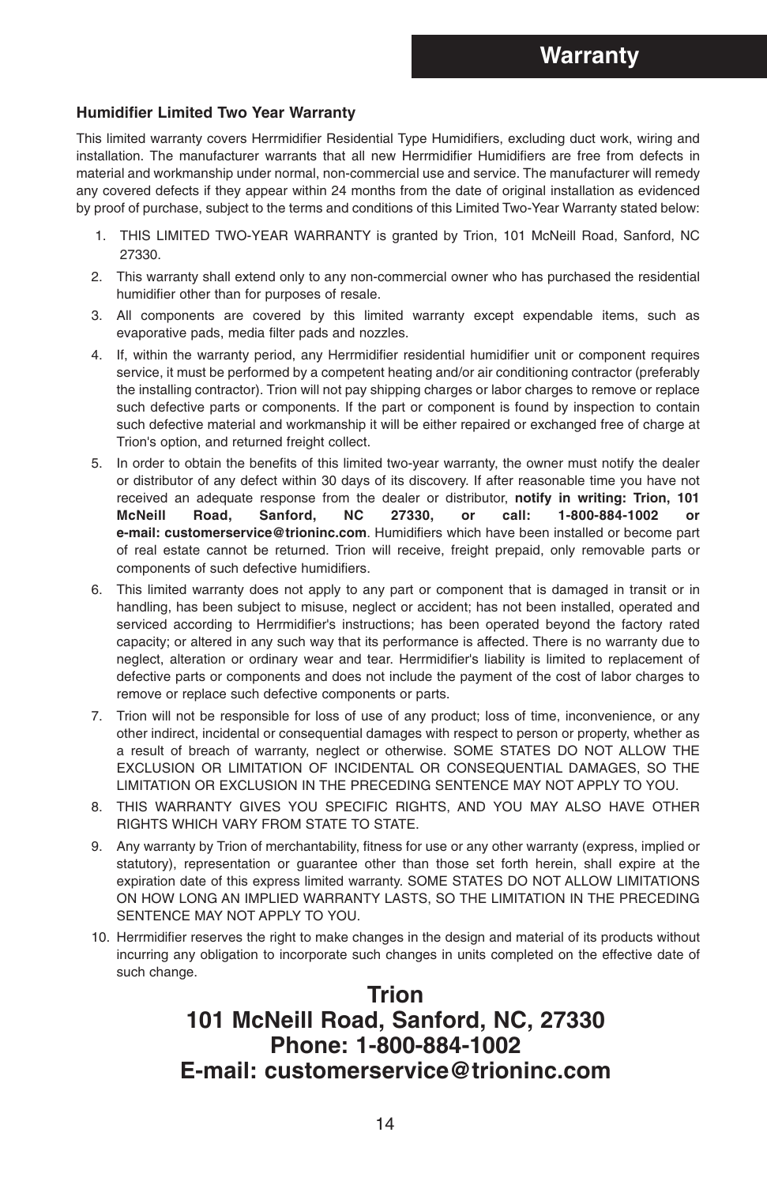# Warranty

### Humidifier Limited Two Year Warranty

This limited warranty covers Herrmidifier Residential Type Humidifiers, excluding duct work, wiring and installation. The manufacturer warrants that all new Herrmidifier Humidifiers are free from defects in material and workmanship under normal, non-commercial use and service. The manufacturer will remedy any covered defects if they appear within 24 months from the date of original installation as evidenced by proof of purchase, subject to the terms and conditions of this Limited Two-Year Warranty stated below:

1. THIS LIMITED TWO-YEAR WARRANTY is granted by Trion, 101 McNeill Road, Sanford, NC 27330.
2. This warranty shall extend only to any non-commercial owner who has purchased the residential humidifier other than for purposes of resale.
3. All components are covered by this limited warranty except expendable items, such as evaporative pads, media filter pads and nozzles.
4. If, within the warranty period, any Herrmidifier residential humidifier unit or component requires service, it must be performed by a competent heating and/or air conditioning contractor (preferably the installing contractor). Trion will not pay shipping charges or labor charges to remove or replace such defective parts or components. If the part or component is found by inspection to contain such defective material and workmanship it will be either repaired or exchanged free of charge at Trion's option, and returned freight collect.
5. In order to obtain the benefits of this limited two-year warranty, the owner must notify the dealer or distributor of any defect within 30 days of its discovery. If after reasonable time you have not received an adequate response from the dealer or distributor, **notify in writing: Trion, 101 McNeill Road, Sanford, NC 27330, or call: 1-800-884-1002 or e-mail: customerservice@trioninc.com**. Humidifiers which have been installed or become part of real estate cannot be returned. Trion will receive, freight prepaid, only removable parts or components of such defective humidifiers.
6. This limited warranty does not apply to any part or component that is damaged in transit or in handling, has been subject to misuse, neglect or accident; has not been installed, operated and serviced according to Herrmidifier's instructions; has been operated beyond the factory rated capacity; or altered in any such way that its performance is affected. There is no warranty due to neglect, alteration or ordinary wear and tear. Herrmidifier's liability is limited to replacement of defective parts or components and does not include the payment of the cost of labor charges to remove or replace such defective components or parts.
7. Trion will not be responsible for loss of use of any product; loss of time, inconvenience, or any other indirect, incidental or consequential damages with respect to person or property, whether as a result of breach of warranty, neglect or otherwise. SOME STATES DO NOT ALLOW THE EXCLUSION OR LIMITATION OF INCIDENTAL OR CONSEQUENTIAL DAMAGES, SO THE LIMITATION OR EXCLUSION IN THE PRECEDING SENTENCE MAY NOT APPLY TO YOU.
8. THIS WARRANTY GIVES YOU SPECIFIC RIGHTS, AND YOU MAY ALSO HAVE OTHER RIGHTS WHICH VARY FROM STATE TO STATE.
9. Any warranty by Trion of merchantability, fitness for use or any other warranty (express, implied or statutory), representation or guarantee other than those set forth herein, shall expire at the expiration date of this express limited warranty. SOME STATES DO NOT ALLOW LIMITATIONS ON HOW LONG AN IMPLIED WARRANTY LASTS, SO THE LIMITATION IN THE PRECEDING SENTENCE MAY NOT APPLY TO YOU.
10. Herrmidifier reserves the right to make changes in the design and material of its products without incurring any obligation to incorporate such changes in units completed on the effective date of such change.

**Trion**
**101 McNeill Road, Sanford, NC, 27330**
**Phone: 1-800-884-1002**
**E-mail: customerservice@trioninc.com**